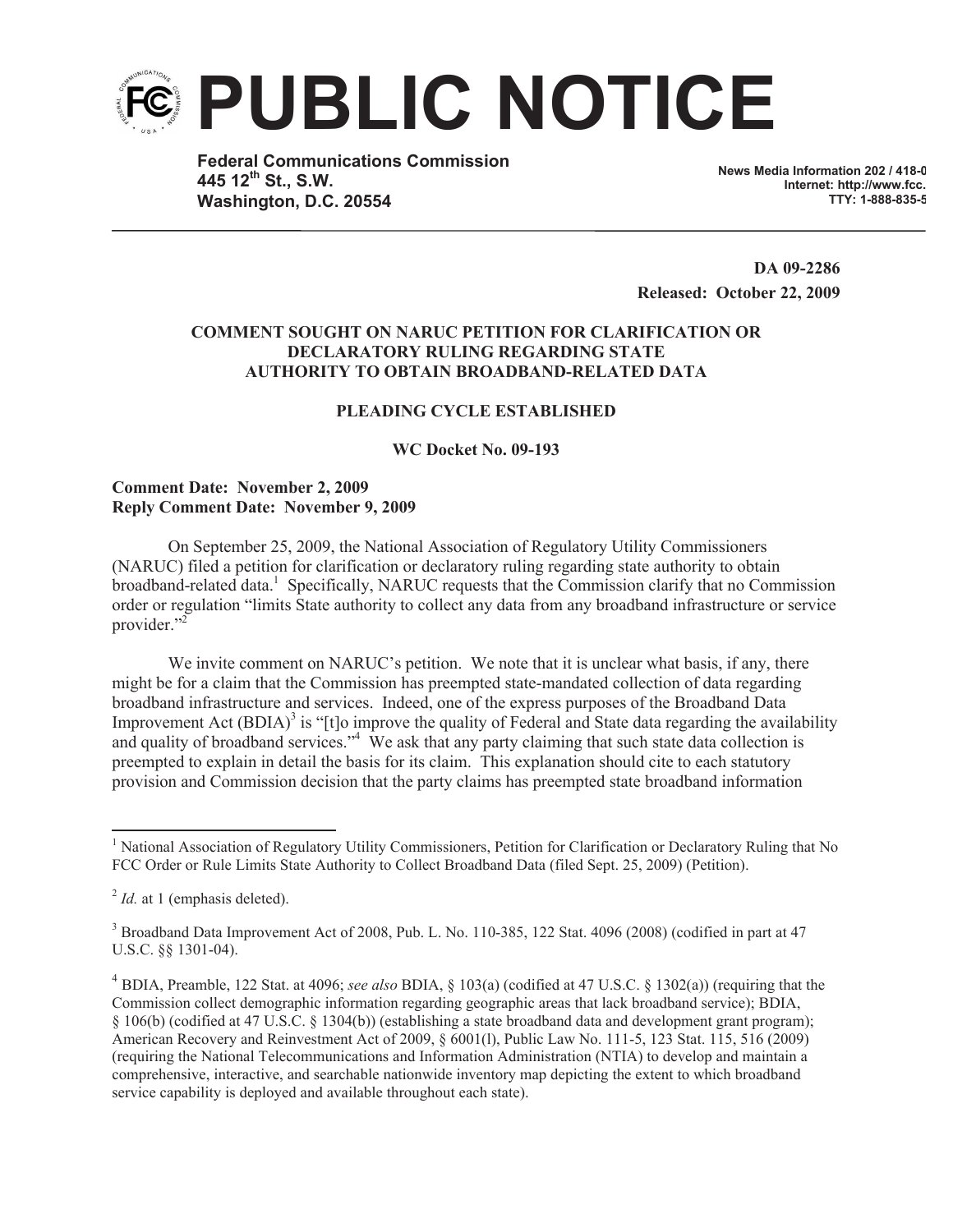# PUBLIC NOTICE

**Federal Communications Commission**
**445 12th St., S.W.**
**Washington, D.C. 20554**

**News Media Information 202 / 418-0**
**Internet: http://www.fcc.**
**TTY: 1-888-835-5**

**DA 09-2286**
**Released: October 22, 2009**

**COMMENT SOUGHT ON NARUC PETITION FOR CLARIFICATION OR DECLARATORY RULING REGARDING STATE AUTHORITY TO OBTAIN BROADBAND-RELATED DATA**

**PLEADING CYCLE ESTABLISHED**

**WC Docket No. 09-193**

**Comment Date: November 2, 2009**
**Reply Comment Date: November 9, 2009**

On September 25, 2009, the National Association of Regulatory Utility Commissioners (NARUC) filed a petition for clarification or declaratory ruling regarding state authority to obtain broadband-related data.[1] Specifically, NARUC requests that the Commission clarify that no Commission order or regulation "limits State authority to collect any data from any broadband infrastructure or service provider."[2]

We invite comment on NARUC's petition. We note that it is unclear what basis, if any, there might be for a claim that the Commission has preempted state-mandated collection of data regarding broadband infrastructure and services. Indeed, one of the express purposes of the Broadband Data Improvement Act (BDIA)[3] is "[t]o improve the quality of Federal and State data regarding the availability and quality of broadband services."[4] We ask that any party claiming that such state data collection is preempted to explain in detail the basis for its claim. This explanation should cite to each statutory provision and Commission decision that the party claims has preempted state broadband information

---

[1] National Association of Regulatory Utility Commissioners, Petition for Clarification or Declaratory Ruling that No FCC Order or Rule Limits State Authority to Collect Broadband Data (filed Sept. 25, 2009) (Petition).

[2] *Id.* at 1 (emphasis deleted).

[3] Broadband Data Improvement Act of 2008, Pub. L. No. 110-385, 122 Stat. 4096 (2008) (codified in part at 47 U.S.C. §§ 1301-04).

[4] BDIA, Preamble, 122 Stat. at 4096; *see also* BDIA, § 103(a) (codified at 47 U.S.C. § 1302(a)) (requiring that the Commission collect demographic information regarding geographic areas that lack broadband service); BDIA, § 106(b) (codified at 47 U.S.C. § 1304(b)) (establishing a state broadband data and development grant program); American Recovery and Reinvestment Act of 2009, § 6001(l), Public Law No. 111-5, 123 Stat. 115, 516 (2009) (requiring the National Telecommunications and Information Administration (NTIA) to develop and maintain a comprehensive, interactive, and searchable nationwide inventory map depicting the extent to which broadband service capability is deployed and available throughout each state).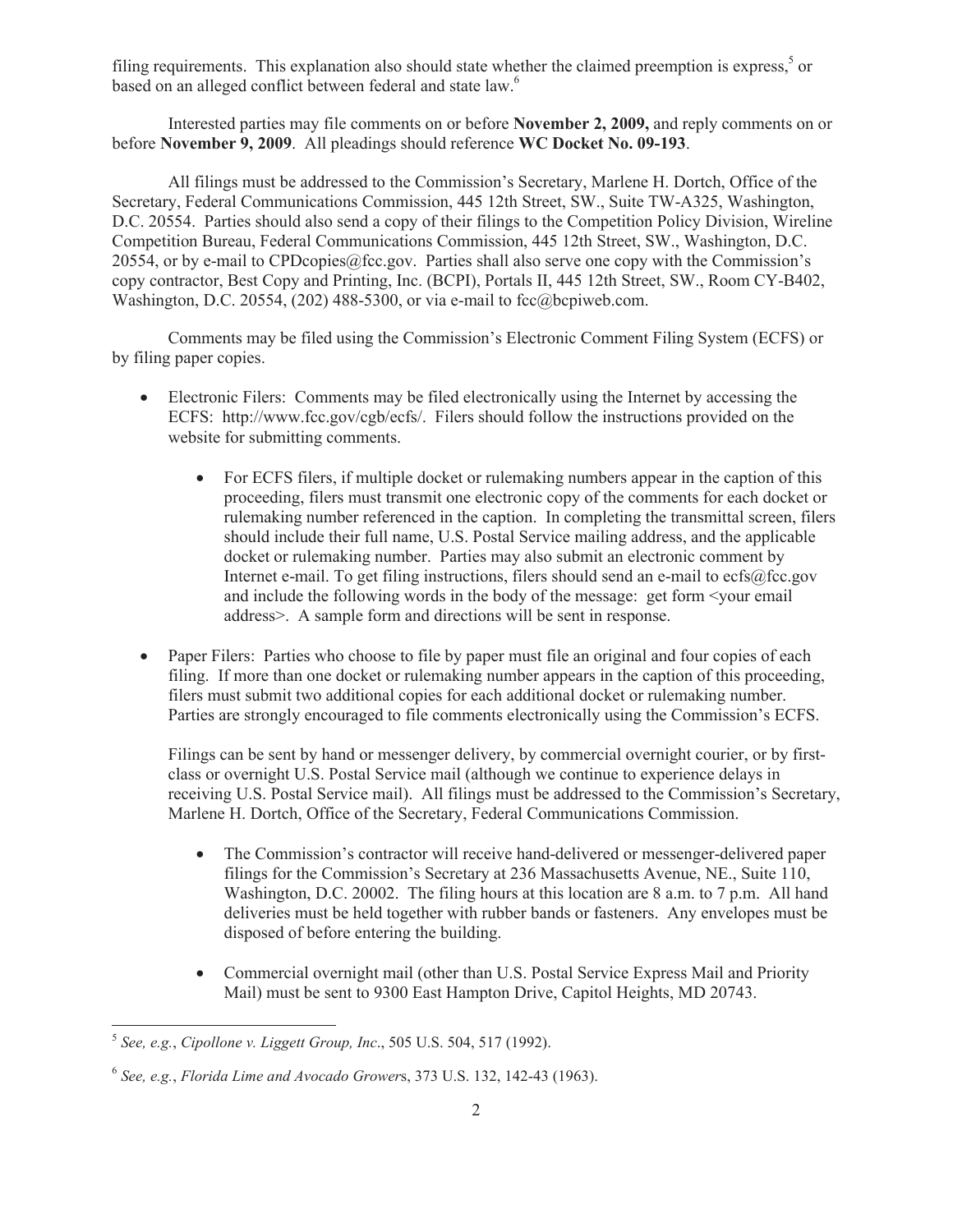filing requirements. This explanation also should state whether the claimed preemption is express,[5] or based on an alleged conflict between federal and state law.[6]

Interested parties may file comments on or before **November 2, 2009,** and reply comments on or before **November 9, 2009**. All pleadings should reference **WC Docket No. 09-193**.

All filings must be addressed to the Commission's Secretary, Marlene H. Dortch, Office of the Secretary, Federal Communications Commission, 445 12th Street, SW., Suite TW-A325, Washington, D.C. 20554. Parties should also send a copy of their filings to the Competition Policy Division, Wireline Competition Bureau, Federal Communications Commission, 445 12th Street, SW., Washington, D.C. 20554, or by e-mail to CPDcopies@fcc.gov. Parties shall also serve one copy with the Commission's copy contractor, Best Copy and Printing, Inc. (BCPI), Portals II, 445 12th Street, SW., Room CY-B402, Washington, D.C. 20554, (202) 488-5300, or via e-mail to fcc@bcpiweb.com.

Comments may be filed using the Commission's Electronic Comment Filing System (ECFS) or by filing paper copies.

- Electronic Filers: Comments may be filed electronically using the Internet by accessing the ECFS: http://www.fcc.gov/cgb/ecfs/. Filers should follow the instructions provided on the website for submitting comments.
    - For ECFS filers, if multiple docket or rulemaking numbers appear in the caption of this proceeding, filers must transmit one electronic copy of the comments for each docket or rulemaking number referenced in the caption. In completing the transmittal screen, filers should include their full name, U.S. Postal Service mailing address, and the applicable docket or rulemaking number. Parties may also submit an electronic comment by Internet e-mail. To get filing instructions, filers should send an e-mail to ecfs@fcc.gov and include the following words in the body of the message: get form <your email address>. A sample form and directions will be sent in response.

- Paper Filers: Parties who choose to file by paper must file an original and four copies of each filing. If more than one docket or rulemaking number appears in the caption of this proceeding, filers must submit two additional copies for each additional docket or rulemaking number. Parties are strongly encouraged to file comments electronically using the Commission's ECFS.

  Filings can be sent by hand or messenger delivery, by commercial overnight courier, or by first-class or overnight U.S. Postal Service mail (although we continue to experience delays in receiving U.S. Postal Service mail). All filings must be addressed to the Commission's Secretary, Marlene H. Dortch, Office of the Secretary, Federal Communications Commission.

    - The Commission's contractor will receive hand-delivered or messenger-delivered paper filings for the Commission's Secretary at 236 Massachusetts Avenue, NE., Suite 110, Washington, D.C. 20002. The filing hours at this location are 8 a.m. to 7 p.m. All hand deliveries must be held together with rubber bands or fasteners. Any envelopes must be disposed of before entering the building.
    - Commercial overnight mail (other than U.S. Postal Service Express Mail and Priority Mail) must be sent to 9300 East Hampton Drive, Capitol Heights, MD 20743.

---

[5] *See, e.g.*, *Cipollone v. Liggett Group, Inc*., 505 U.S. 504, 517 (1992).

[6] *See, e.g.*, *Florida Lime and Avocado Grower*s, 373 U.S. 132, 142-43 (1963).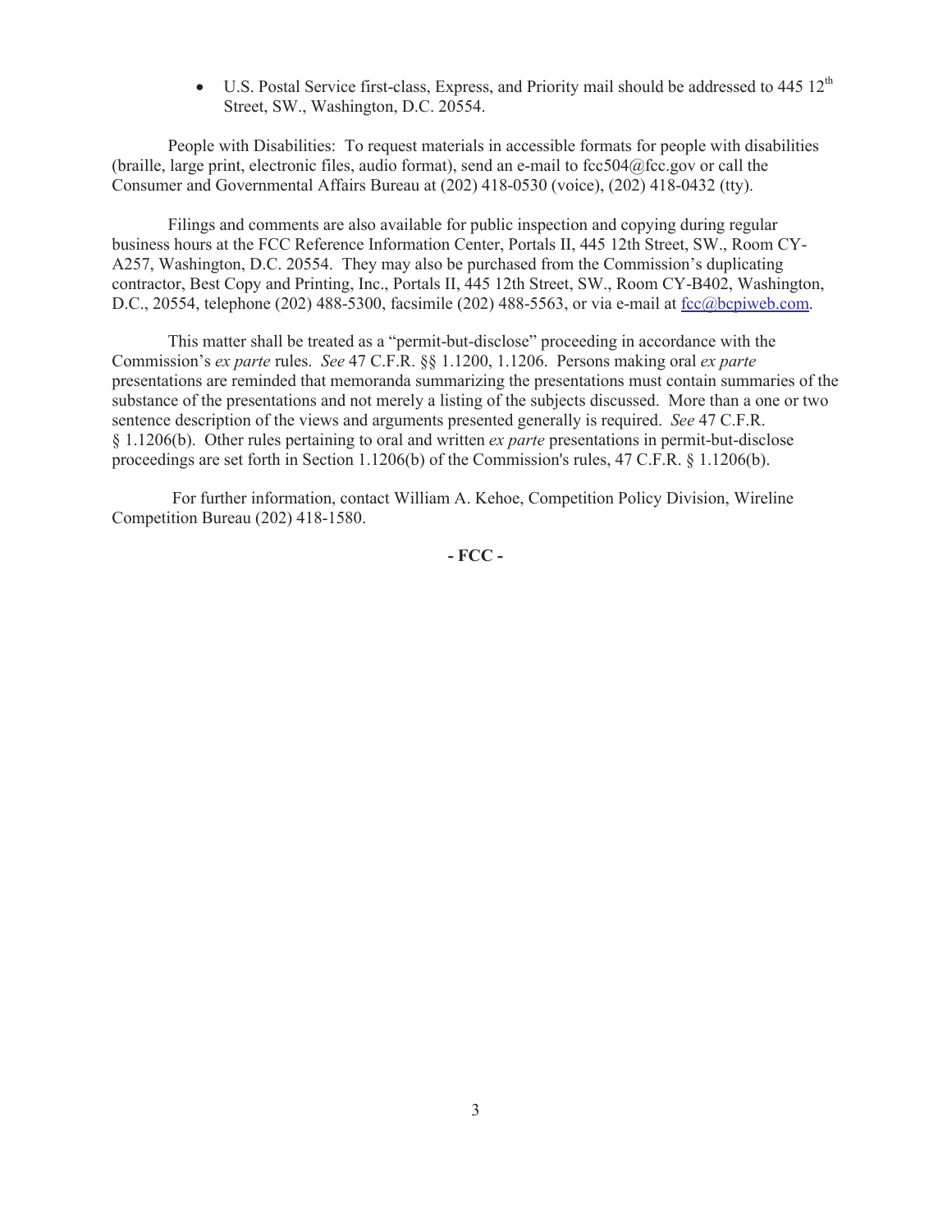- U.S. Postal Service first-class, Express, and Priority mail should be addressed to 445 12th Street, SW., Washington, D.C. 20554.

People with Disabilities: To request materials in accessible formats for people with disabilities (braille, large print, electronic files, audio format), send an e-mail to fcc504@fcc.gov or call the Consumer and Governmental Affairs Bureau at (202) 418-0530 (voice), (202) 418-0432 (tty).

Filings and comments are also available for public inspection and copying during regular business hours at the FCC Reference Information Center, Portals II, 445 12th Street, SW., Room CY-A257, Washington, D.C. 20554. They may also be purchased from the Commission's duplicating contractor, Best Copy and Printing, Inc., Portals II, 445 12th Street, SW., Room CY-B402, Washington, D.C., 20554, telephone (202) 488-5300, facsimile (202) 488-5563, or via e-mail at fcc@bcpiweb.com.

This matter shall be treated as a "permit-but-disclose" proceeding in accordance with the Commission's *ex parte* rules. *See* 47 C.F.R. §§ 1.1200, 1.1206. Persons making oral *ex parte* presentations are reminded that memoranda summarizing the presentations must contain summaries of the substance of the presentations and not merely a listing of the subjects discussed. More than a one or two sentence description of the views and arguments presented generally is required. *See* 47 C.F.R. § 1.1206(b). Other rules pertaining to oral and written *ex parte* presentations in permit-but-disclose proceedings are set forth in Section 1.1206(b) of the Commission's rules, 47 C.F.R. § 1.1206(b).

For further information, contact William A. Kehoe, Competition Policy Division, Wireline Competition Bureau (202) 418-1580.

**- FCC -**